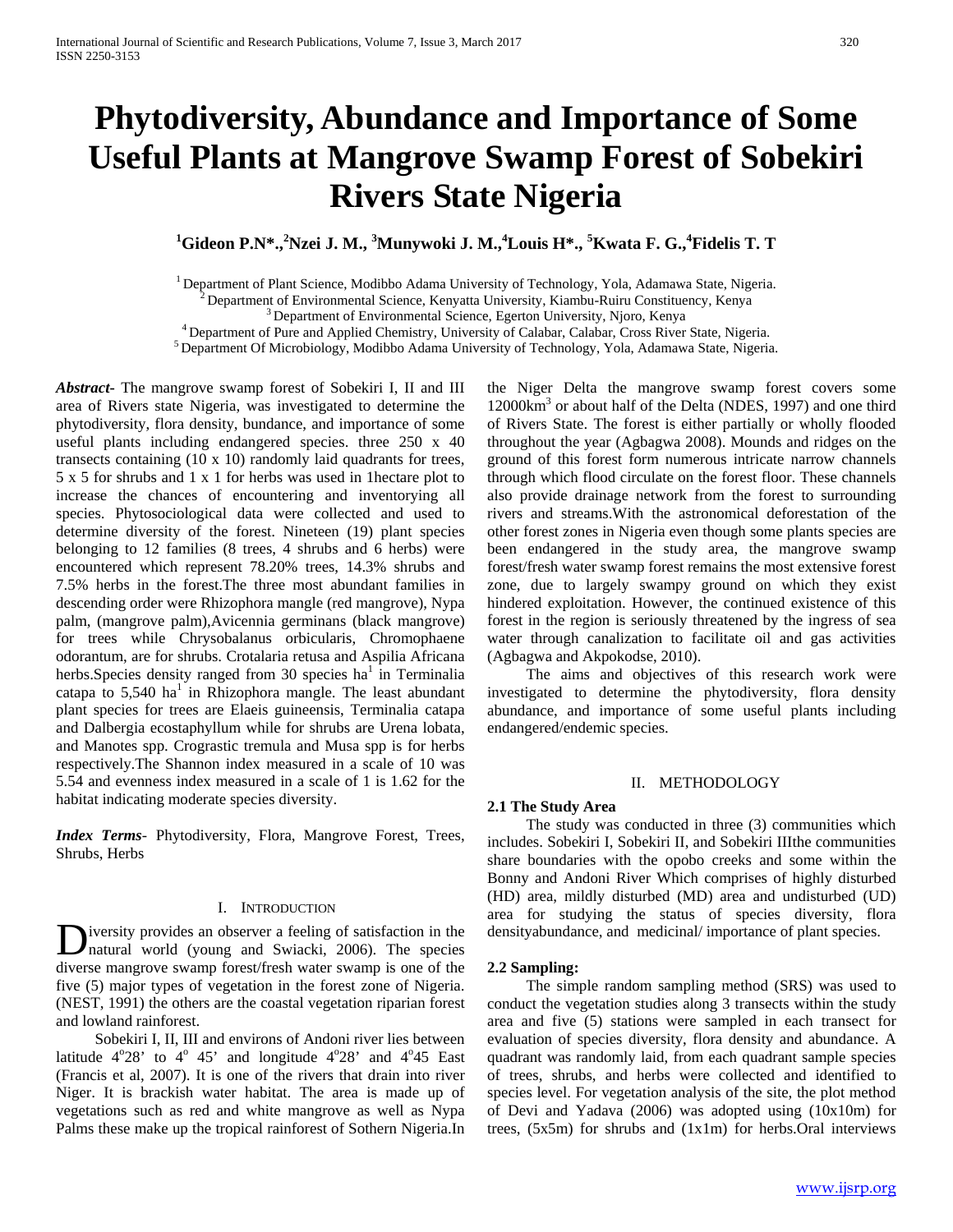# Phytodiversity, Abundance and Importance of Some Useful Plants at Mangrove Swamp Forest of Sobekiri Rivers State Nigeria

**[1]Gideon P.N*., [2]Nzei J. M., [3]Munywoki J. M., [4]Louis H*., [5]Kwata F. G., [4]Fidelis T. T**

[1] Department of Plant Science, Modibbo Adama University of Technology, Yola, Adamawa State, Nigeria.
[2] Department of Environmental Science, Kenyatta University, Kiambu-Ruiru Constituency, Kenya
[3] Department of Environmental Science, Egerton University, Njoro, Kenya
[4] Department of Pure and Applied Chemistry, University of Calabar, Calabar, Cross River State, Nigeria.
[5] Department Of Microbiology, Modibbo Adama University of Technology, Yola, Adamawa State, Nigeria.

***Abstract*-** The mangrove swamp forest of Sobekiri I, II and III area of Rivers state Nigeria, was investigated to determine the phytodiversity, flora density, bundance, and importance of some useful plants including endangered species. three 250 x 40 transects containing (10 x 10) randomly laid quadrants for trees, 5 x 5 for shrubs and 1 x 1 for herbs was used in 1hectare plot to increase the chances of encountering and inventorying all species. Phytosociological data were collected and used to determine diversity of the forest. Nineteen (19) plant species belonging to 12 families (8 trees, 4 shrubs and 6 herbs) were encountered which represent 78.20% trees, 14.3% shrubs and 7.5% herbs in the forest.The three most abundant families in descending order were Rhizophora mangle (red mangrove), Nypa palm, (mangrove palm),Avicennia germinans (black mangrove) for trees while Chrysobalanus orbicularis, Chromophaene odorantum, are for shrubs. Crotalaria retusa and Aspilia Africana herbs.Species density ranged from 30 species ha[1] in Terminalia catapa to 5,540 ha[1] in Rhizophora mangle. The least abundant plant species for trees are Elaeis guineensis, Terminalia catapa and Dalbergia ecostaphyllum while for shrubs are Urena lobata, and Manotes spp. Crograstic tremula and Musa spp is for herbs respectively.The Shannon index measured in a scale of 10 was 5.54 and evenness index measured in a scale of 1 is 1.62 for the habitat indicating moderate species diversity.

***Index Terms*-** Phytodiversity, Flora, Mangrove Forest, Trees, Shrubs, Herbs

## I. Introduction

Diversity provides an observer a feeling of satisfaction in the natural world (young and Swiacki, 2006). The species diverse mangrove swamp forest/fresh water swamp is one of the five (5) major types of vegetation in the forest zone of Nigeria. (NEST, 1991) the others are the coastal vegetation riparian forest and lowland rainforest.

Sobekiri I, II, III and environs of Andoni river lies between latitude 4°28' to 4° 45' and longitude 4°28' and 4°45 East (Francis et al, 2007). It is one of the rivers that drain into river Niger. It is brackish water habitat. The area is made up of vegetations such as red and white mangrove as well as Nypa Palms these make up the tropical rainforest of Sothern Nigeria.In the Niger Delta the mangrove swamp forest covers some 12000km$^3$ or about half of the Delta (NDES, 1997) and one third of Rivers State. The forest is either partially or wholly flooded throughout the year (Agbagwa 2008). Mounds and ridges on the ground of this forest form numerous intricate narrow channels through which flood circulate on the forest floor. These channels also provide drainage network from the forest to surrounding rivers and streams.With the astronomical deforestation of the other forest zones in Nigeria even though some plants species are been endangered in the study area, the mangrove swamp forest/fresh water swamp forest remains the most extensive forest zone, due to largely swampy ground on which they exist hindered exploitation. However, the continued existence of this forest in the region is seriously threatened by the ingress of sea water through canalization to facilitate oil and gas activities (Agbagwa and Akpokodse, 2010).

The aims and objectives of this research work were investigated to determine the phytodiversity, flora density abundance, and importance of some useful plants including endangered/endemic species.

## II. Methodology

### 2.1 The Study Area

The study was conducted in three (3) communities which includes. Sobekiri I, Sobekiri II, and Sobekiri IIIthe communities share boundaries with the opobo creeks and some within the Bonny and Andoni River Which comprises of highly disturbed (HD) area, mildly disturbed (MD) area and undisturbed (UD) area for studying the status of species diversity, flora densityabundance, and medicinal/ importance of plant species.

### 2.2 Sampling:

The simple random sampling method (SRS) was used to conduct the vegetation studies along 3 transects within the study area and five (5) stations were sampled in each transect for evaluation of species diversity, flora density and abundance. A quadrant was randomly laid, from each quadrant sample species of trees, shrubs, and herbs were collected and identified to species level. For vegetation analysis of the site, the plot method of Devi and Yadava (2006) was adopted using (10x10m) for trees, (5x5m) for shrubs and (1x1m) for herbs.Oral interviews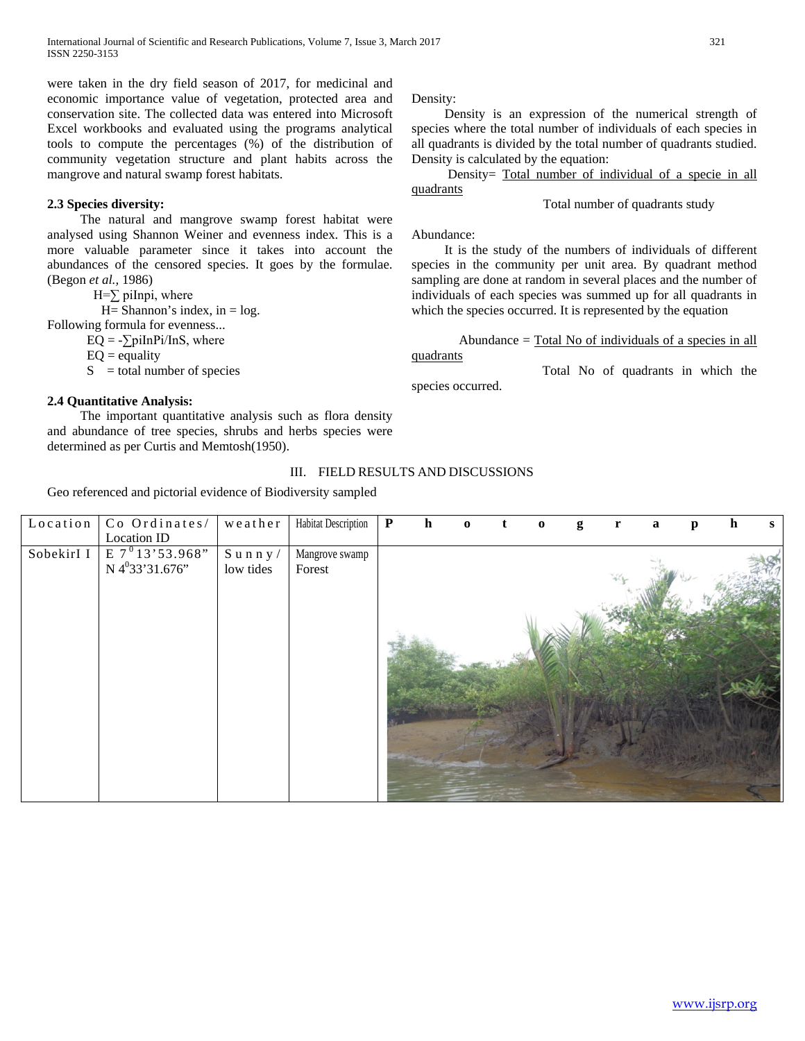were taken in the dry field season of 2017, for medicinal and economic importance value of vegetation, protected area and conservation site. The collected data was entered into Microsoft Excel workbooks and evaluated using the programs analytical tools to compute the percentages (%) of the distribution of community vegetation structure and plant habits across the mangrove and natural swamp forest habitats.

### 2.3 Species diversity:

The natural and mangrove swamp forest habitat were analysed using Shannon Weiner and evenness index. This is a more valuable parameter since it takes into account the abundances of the censored species. It goes by the formulae. (Begon *et al.,* 1986)

$H = \sum$ piInpi, where

H= Shannon's index, in = log.

Following formula for evenness...

EQ = $-\sum$piInPi/InS, where

EQ = equality

S = total number of species

### 2.4 Quantitative Analysis:

The important quantitative analysis such as flora density and abundance of tree species, shrubs and herbs species were determined as per Curtis and Memtosh(1950).

Density:

Density is an expression of the numerical strength of species where the total number of individuals of each species in all quadrants is divided by the total number of quadrants studied. Density is calculated by the equation:

$$\text{Density} = \frac{\text{Total number of individual of a specie in all quadrants}}{\text{Total number of quadrants study}}$$

Abundance:

It is the study of the numbers of individuals of different species in the community per unit area. By quadrant method sampling are done at random in several places and the number of individuals of each species was summed up for all quadrants in which the species occurred. It is represented by the equation

$$\text{Abundance} = \frac{\text{Total No of individuals of a species in all quadrants}}{\text{Total No of quadrants in which the species occurred.}}$$

## III. FIELD RESULTS AND DISCUSSIONS

Geo referenced and pictorial evidence of Biodiversity sampled

| Location | Co Ordinates/ Location ID | weather | Habitat Description | Photographs |
|---|---|---|---|---|
| SobekirI I | E 7$^{0}$13'53.968" N 4$^{0}$33'31.676" | Sunny/ low tides | Mangrove swamp Forest | |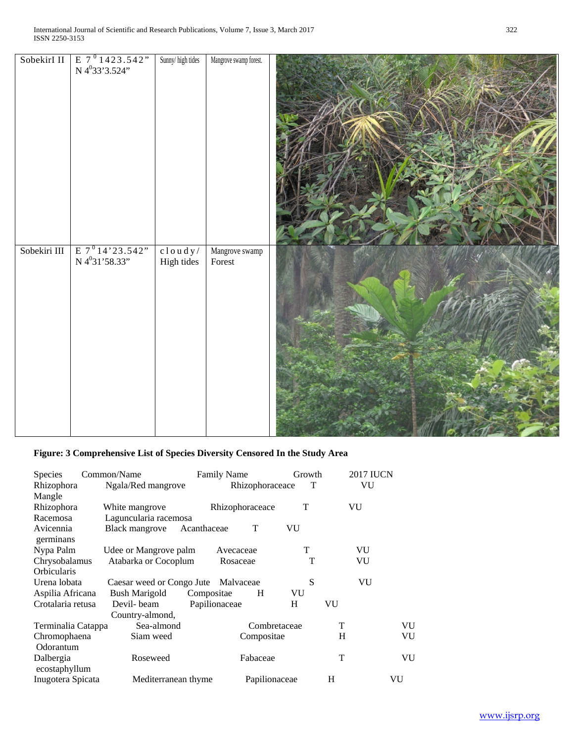| SobekirI II | E 7$^{0}$1423.542" N 4$^{0}$33'3.524" | Sunny/ high tides | Mangrove swamp forest. | |
|---|---|---|---|---|
| Sobekiri III | E 7$^{0}$14'23.542" N 4$^{0}$31'58.33" | cloudy/ High tides | Mangrove swamp Forest | |

**Figure: 3 Comprehensive List of Species Diversity Censored In the Study Area**

| Species | Common/Name | Family Name | Growth | 2017 IUCN |
|---|---|---|---|---|
| Rhizophora Mangle | Ngala/Red mangrove | Rhizophoraceace | T | VU |
| Rhizophora Racemosa | White mangrove Laguncularia racemosa | Rhizophoraceace | T | VU |
| Avicennia germinans | Black mangrove | Acanthaceae | T | VU |
| Nypa Palm | Udee or Mangrove palm | Avecaceae | T | VU |
| Chrysobalamus Orbicularis | Atabarka or Cocoplum | Rosaceae | T | VU |
| Urena lobata | Caesar weed or Congo Jute | Malvaceae | S | VU |
| Aspilia Africana | Bush Marigold | Compositae | H | VU |
| Crotalaria retusa | Devil- beam | Papilionaceae | H | VU |
| Terminalia Catappa | Country-almond, Sea-almond | Combretaceae | T | VU |
| Chromophaena Odorantum | Siam weed | Compositae | H | VU |
| Dalbergia ecostaphyllum | Roseweed | Fabaceae | T | VU |
| Inugotera Spicata | Mediterranean thyme | Papilionaceae | H | VU |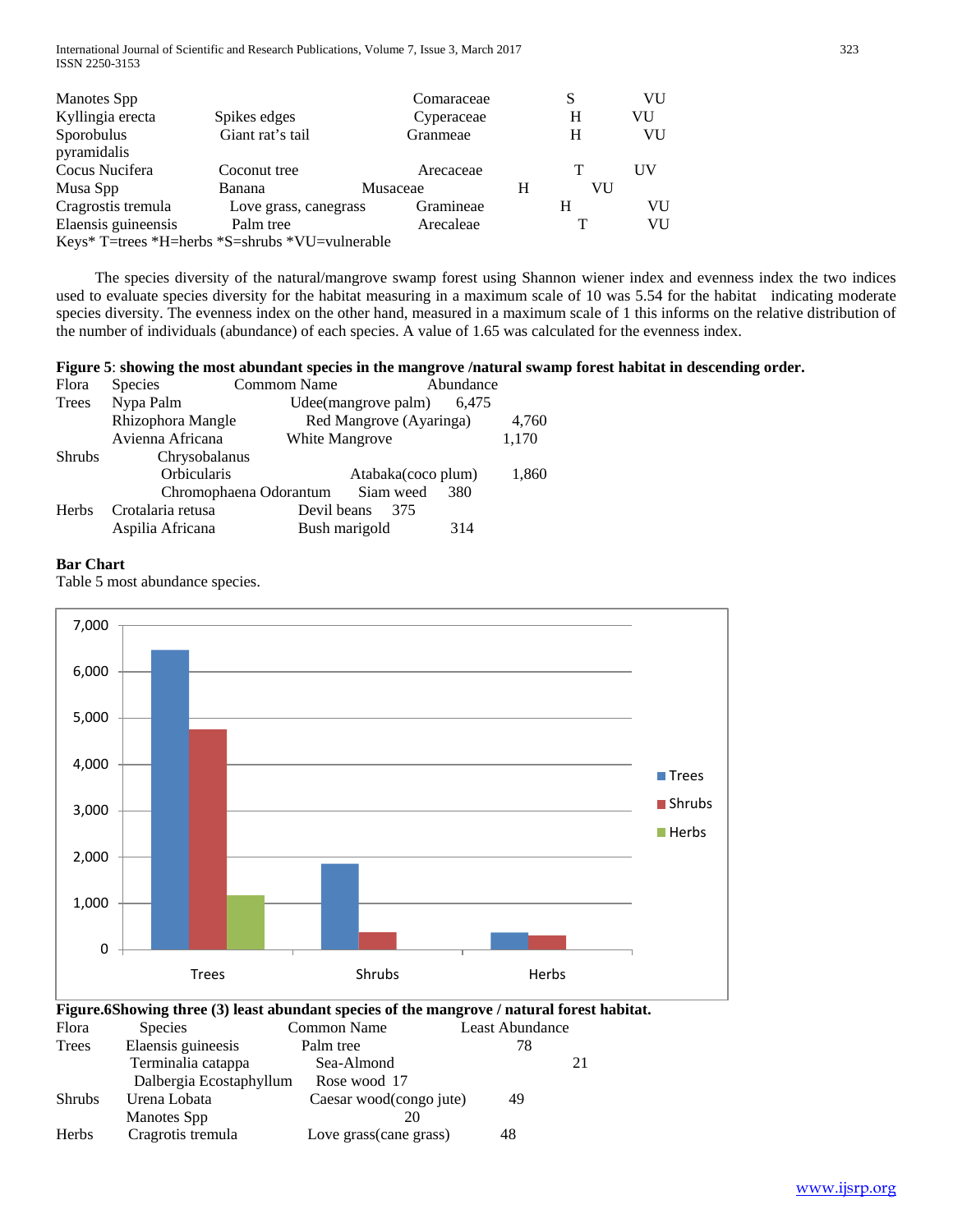| | | | | |
|---|---|---|---|---|
| Manotes Spp | | Comaraceae | S | VU |
| Kyllingia erecta | Spikes edges | Cyperaceae | H | VU |
| Sporobulus pyramidalis | Giant rat's tail | Granmeae | H | VU |
| Cocus Nucifera | Coconut tree | Arecaceae | T | UV |
| Musa Spp | Banana | Musaceae | H | VU |
| Cragrostis tremula | Love grass, canegrass | Gramineae | H | VU |
| Elaensis guineensis | Palm tree | Arecaleae | T | VU |

Keys* T=trees *H=herbs *S=shrubs *VU=vulnerable

The species diversity of the natural/mangrove swamp forest using Shannon wiener index and evenness index the two indices used to evaluate species diversity for the habitat measuring in a maximum scale of 10 was 5.54 for the habitat indicating moderate species diversity. The evenness index on the other hand, measured in a maximum scale of 1 this informs on the relative distribution of the number of individuals (abundance) of each species. A value of 1.65 was calculated for the evenness index.

**Figure 5**: **showing the most abundant species in the mangrove /natural swamp forest habitat in descending order.**

| Flora | Species | Commom Name | Abundance |
|---|---|---|---|
| Trees | Nypa Palm | Udee(mangrove palm) | 6,475 |
| | Rhizophora Mangle | Red Mangrove (Ayaringa) | 4,760 |
| | Avienna Africana | White Mangrove | 1,170 |
| Shrubs | Chrysobalanus Orbicularis | Atabaka(coco plum) | 1,860 |
| | Chromophaena Odorantum | Siam weed | 380 |
| Herbs | Crotalaria retusa | Devil beans | 375 |
| | Aspilia Africana | Bush marigold | 314 |

**Bar Chart**

Table 5 most abundance species.

| | Trees | Shrubs | Herbs |
|---|---|---|---|
| Trees | 6,475 | 4,760 | 1,170 |
| Shrubs | 1,860 | 380 | |
| Herbs | 375 | 314 | |

**Figure.6Showing three (3) least abundant species of the mangrove / natural forest habitat.**

| Flora | Species | Common Name | Least Abundance |
|---|---|---|---|
| Trees | Elaensis guineesis | Palm tree | 78 |
| | Terminalia catappa | Sea-Almond | 21 |
| | Dalbergia Ecostaphyllum | Rose wood | 17 |
| Shrubs | Urena Lobata | Caesar wood(congo jute) | 49 |
| | Manotes Spp | | 20 |
| Herbs | Cragrotis tremula | Love grass(cane grass) | 48 |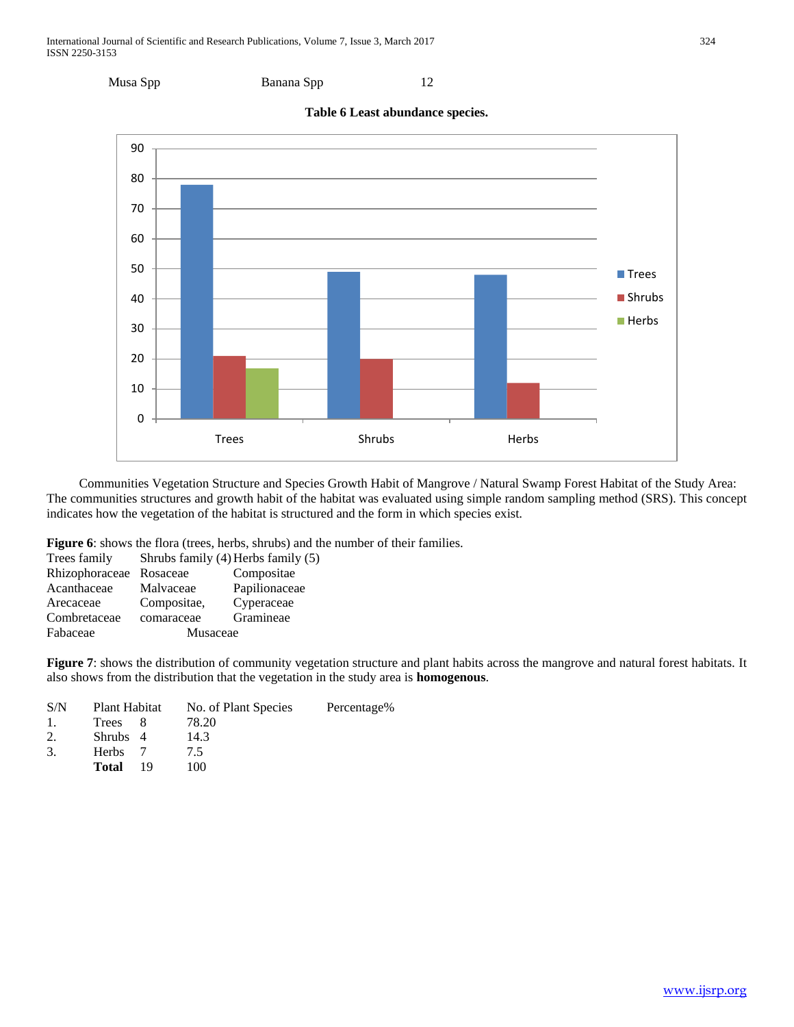| Musa Spp | Banana Spp | 12 |
|---|---|---|

**Table 6 Least abundance species.**

Communities Vegetation Structure and Species Growth Habit of Mangrove / Natural Swamp Forest Habitat of the Study Area: The communities structures and growth habit of the habitat was evaluated using simple random sampling method (SRS). This concept indicates how the vegetation of the habitat is structured and the form in which species exist.

**Figure 6**: shows the flora (trees, herbs, shrubs) and the number of their families.

| Trees family | Shrubs family (4) | Herbs family (5) |
|---|---|---|
| Rhizophoraceae | Rosaceae | Compositae |
| Acanthaceae | Malvaceae | Papilionaceae |
| Arecaceae | Compositae, | Cyperaceae |
| Combretaceae | comaraceae | Gramineae |
| Fabaceae | Musaceae | |

**Figure 7**: shows the distribution of community vegetation structure and plant habits across the mangrove and natural forest habitats. It also shows from the distribution that the vegetation in the study area is **homogenous**.

| S/N | Plant Habitat | No. of Plant Species | Percentage% |
|---|---|---|---|
| 1. | Trees | 8 | 78.20 |
| 2. | Shrubs | 4 | 14.3 |
| 3. | Herbs | 7 | 7.5 |
| | **Total** | 19 | 100 |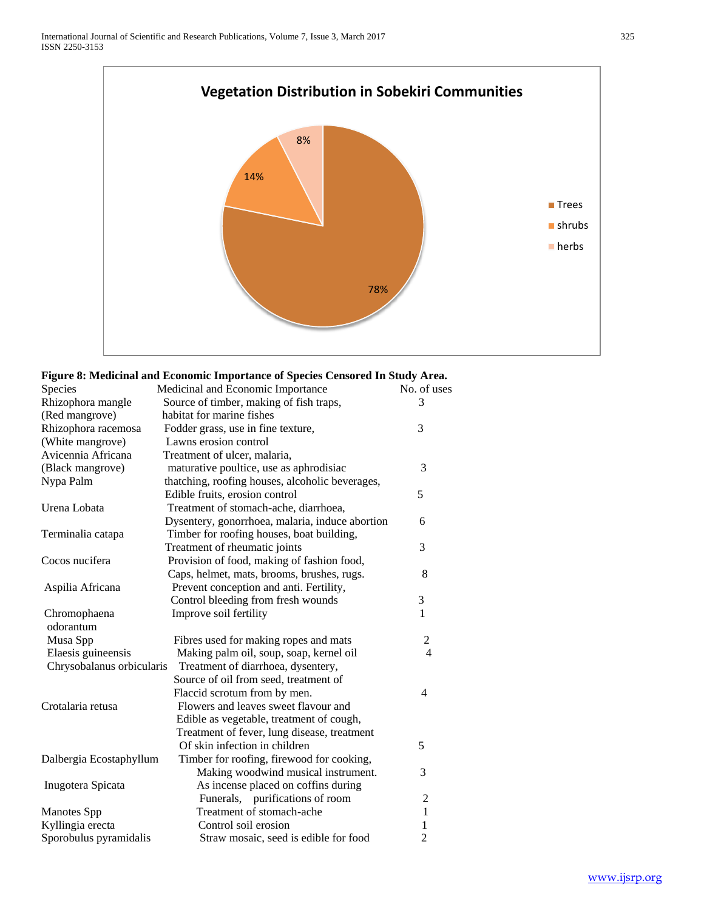**Vegetation Distribution in Sobekiri Communities**

| Category | Percentage |
|---|---|
| Trees | 78% |
| shrubs | 14% |
| herbs | 8% |

**Figure 8: Medicinal and Economic Importance of Species Censored In Study Area.**

| Species | Medicinal and Economic Importance | No. of uses |
|---|---|---|
| Rhizophora mangle (Red mangrove) | Source of timber, making of fish traps, habitat for marine fishes | 3 |
| Rhizophora racemosa (White mangrove) | Fodder grass, use in fine texture, Lawns erosion control | 3 |
| Avicennia Africana (Black mangrove) | Treatment of ulcer, malaria, maturative poultice, use as aphrodisiac | 3 |
| Nypa Palm | thatching, roofing houses, alcoholic beverages, Edible fruits, erosion control | 5 |
| Urena Lobata | Treatment of stomach-ache, diarrhoea, Dysentery, gonorrhoea, malaria, induce abortion | 6 |
| Terminalia catapa | Timber for roofing houses, boat building, Treatment of rheumatic joints | 3 |
| Cocos nucifera | Provision of food, making of fashion food, Caps, helmet, mats, brooms, brushes, rugs. | 8 |
| Aspilia Africana | Prevent conception and anti. Fertility, Control bleeding from fresh wounds | 3 |
| Chromophaena odorantum | Improve soil fertility | 1 |
| Musa Spp | Fibres used for making ropes and mats | 2 |
| Elaesis guineensis | Making palm oil, soup, soap, kernel oil | 4 |
| Chrysobalanus orbicularis | Treatment of diarrhoea, dysentery, Source of oil from seed, treatment of Flaccid scrotum from by men. | 4 |
| Crotalaria retusa | Flowers and leaves sweet flavour and Edible as vegetable, treatment of cough, Treatment of fever, lung disease, treatment Of skin infection in children | 5 |
| Dalbergia Ecostaphyllum | Timber for roofing, firewood for cooking, Making woodwind musical instrument. | 3 |
| Inugotera Spicata | As incense placed on coffins during Funerals, purifications of room | 2 |
| Manotes Spp | Treatment of stomach-ache | 1 |
| Kyllingia erecta | Control soil erosion | 1 |
| Sporobulus pyramidalis | Straw mosaic, seed is edible for food | 2 |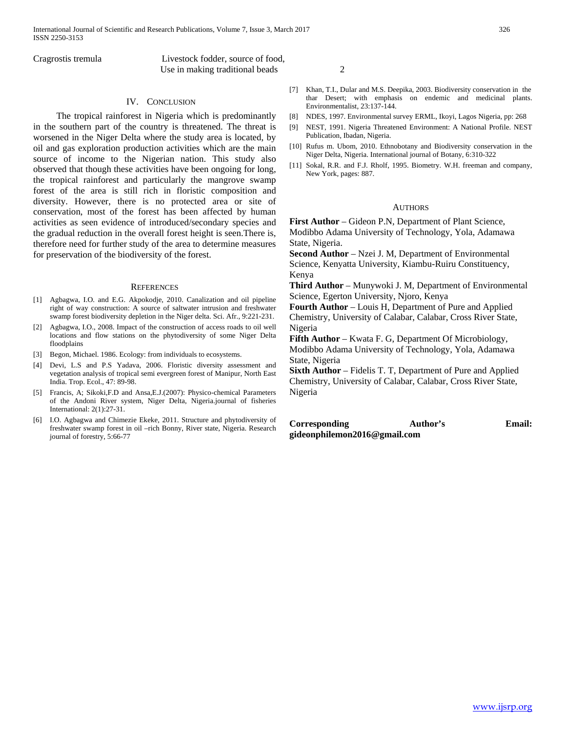| | | |
|---|---|---|
| Cragrostis tremula | Livestock fodder, source of food, Use in making traditional beads | 2 |

## IV. Conclusion

The tropical rainforest in Nigeria which is predominantly in the southern part of the country is threatened. The threat is worsened in the Niger Delta where the study area is located, by oil and gas exploration production activities which are the main source of income to the Nigerian nation. This study also observed that though these activities have been ongoing for long, the tropical rainforest and particularly the mangrove swamp forest of the area is still rich in floristic composition and diversity. However, there is no protected area or site of conservation, most of the forest has been affected by human activities as seen evidence of introduced/secondary species and the gradual reduction in the overall forest height is seen.There is, therefore need for further study of the area to determine measures for preservation of the biodiversity of the forest.

## References

[1] Agbagwa, I.O. and E.G. Akpokodje, 2010. Canalization and oil pipeline right of way construction: A source of saltwater intrusion and freshwater swamp forest biodiversity depletion in the Niger delta. Sci. Afr., 9:221-231.

[2] Agbagwa, I.O., 2008. Impact of the construction of access roads to oil well locations and flow stations on the phytodiversity of some Niger Delta floodplains

[3] Begon, Michael. 1986. Ecology: from individuals to ecosystems.

[4] Devi, L.S and P.S Yadava, 2006. Floristic diversity assessment and vegetation analysis of tropical semi evergreen forest of Manipur, North East India. Trop. Ecol., 47: 89-98.

[5] Francis, A; Sikoki,F.D and Ansa,E.J.(2007): Physico-chemical Parameters of the Andoni River system, Niger Delta, Nigeria.journal of fisheries International: 2(1):27-31.

[6] I.O. Agbagwa and Chimezie Ekeke, 2011. Structure and phytodiversity of freshwater swamp forest in oil –rich Bonny, River state, Nigeria. Research journal of forestry, 5:66-77

[7] Khan, T.I., Dular and M.S. Deepika, 2003. Biodiversity conservation in the thar Desert; with emphasis on endemic and medicinal plants. Environmentalist, 23:137-144.

[8] NDES, 1997. Environmental survey ERML, Ikoyi, Lagos Nigeria, pp: 268

[9] NEST, 1991. Nigeria Threatened Environment: A National Profile. NEST Publication, Ibadan, Nigeria.

[10] Rufus m. Ubom, 2010. Ethnobotany and Biodiversity conservation in the Niger Delta, Nigeria. International journal of Botany, 6:310-322

[11] Sokal, R.R. and F.J. Rholf, 1995. Biometry. W.H. freeman and company, New York, pages: 887.

## Authors

**First Author** – Gideon P.N, Department of Plant Science, Modibbo Adama University of Technology, Yola, Adamawa State, Nigeria.

**Second Author** – Nzei J. M, Department of Environmental Science, Kenyatta University, Kiambu-Ruiru Constituency, Kenya

**Third Author** – Munywoki J. M, Department of Environmental Science, Egerton University, Njoro, Kenya

**Fourth Author** – Louis H, Department of Pure and Applied Chemistry, University of Calabar, Calabar, Cross River State, Nigeria

**Fifth Author** – Kwata F. G, Department Of Microbiology, Modibbo Adama University of Technology, Yola, Adamawa State, Nigeria

**Sixth Author** – Fidelis T. T, Department of Pure and Applied Chemistry, University of Calabar, Calabar, Cross River State, Nigeria

**Corresponding Author's Email: gideonphilemon2016@gmail.com**